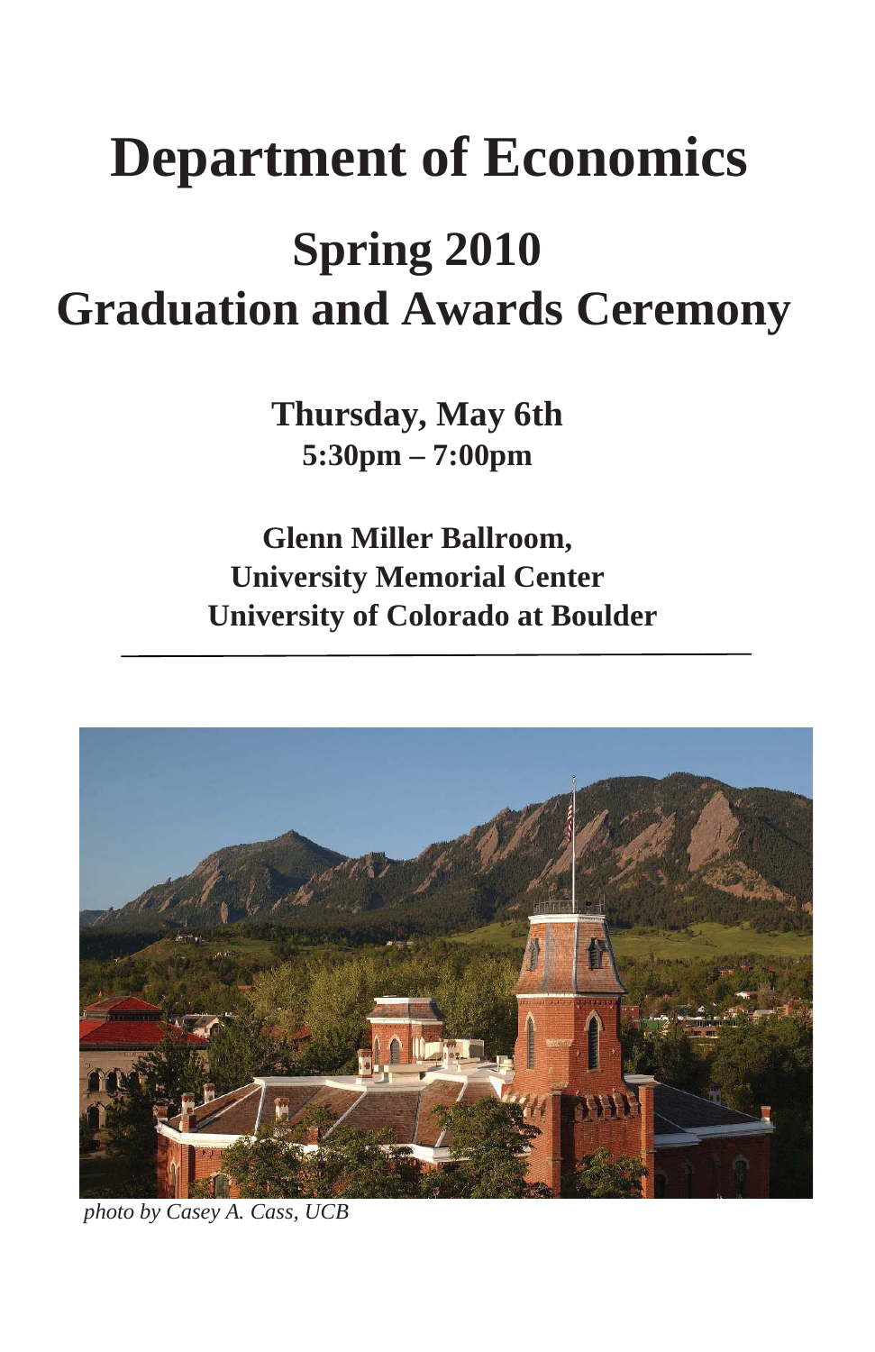# Department of Economics

## Spring 2010
## Graduation and Awards Ceremony

**Thursday, May 6th**
**5:30pm – 7:00pm**

**Glenn Miller Ballroom,**
**University Memorial Center**
**University of Colorado at Boulder**

---

*photo by Casey A. Cass, UCB*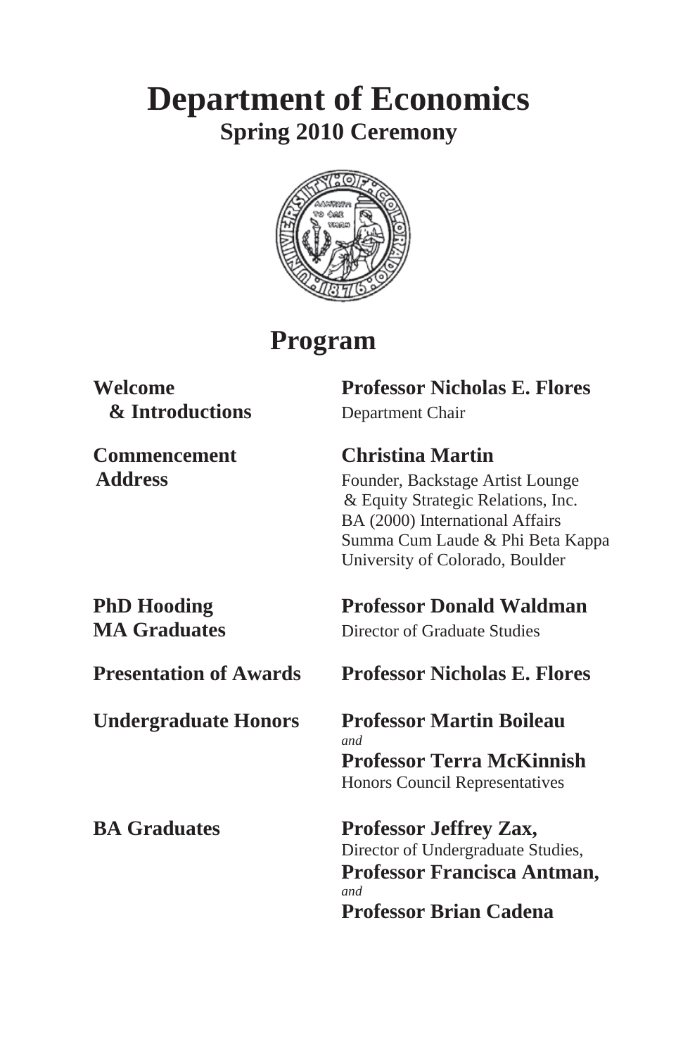# Department of Economics

## Spring 2010 Ceremony

## Program

**Welcome & Introductions**
**Professor Nicholas E. Flores**
Department Chair

**Commencement Address**
**Christina Martin**
Founder, Backstage Artist Lounge & Equity Strategic Relations, Inc.
BA (2000) International Affairs
Summa Cum Laude & Phi Beta Kappa
University of Colorado, Boulder

**PhD Hooding MA Graduates**
**Professor Donald Waldman**
Director of Graduate Studies

**Presentation of Awards**
**Professor Nicholas E. Flores**

**Undergraduate Honors**
**Professor Martin Boileau**
*and*
**Professor Terra McKinnish**
Honors Council Representatives

**BA Graduates**
**Professor Jeffrey Zax,**
Director of Undergraduate Studies,
**Professor Francisca Antman,**
*and*
**Professor Brian Cadena**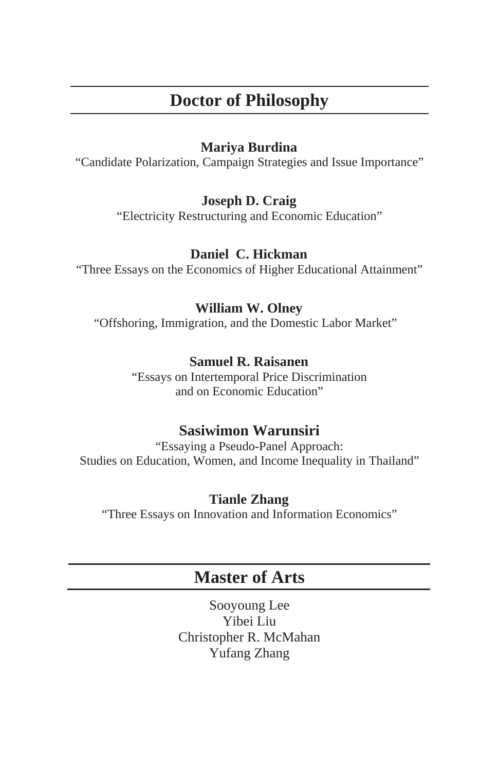## Doctor of Philosophy

**Mariya Burdina**
"Candidate Polarization, Campaign Strategies and Issue Importance"

**Joseph D. Craig**
"Electricity Restructuring and Economic Education"

**Daniel C. Hickman**
"Three Essays on the Economics of Higher Educational Attainment"

**William W. Olney**
"Offshoring, Immigration, and the Domestic Labor Market"

**Samuel R. Raisanen**
"Essays on Intertemporal Price Discrimination
and on Economic Education"

**Sasiwimon Warunsiri**
"Essaying a Pseudo-Panel Approach:
Studies on Education, Women, and Income Inequality in Thailand"

**Tianle Zhang**
"Three Essays on Innovation and Information Economics"

## Master of Arts

Sooyoung Lee
Yibei Liu
Christopher R. McMahan
Yufang Zhang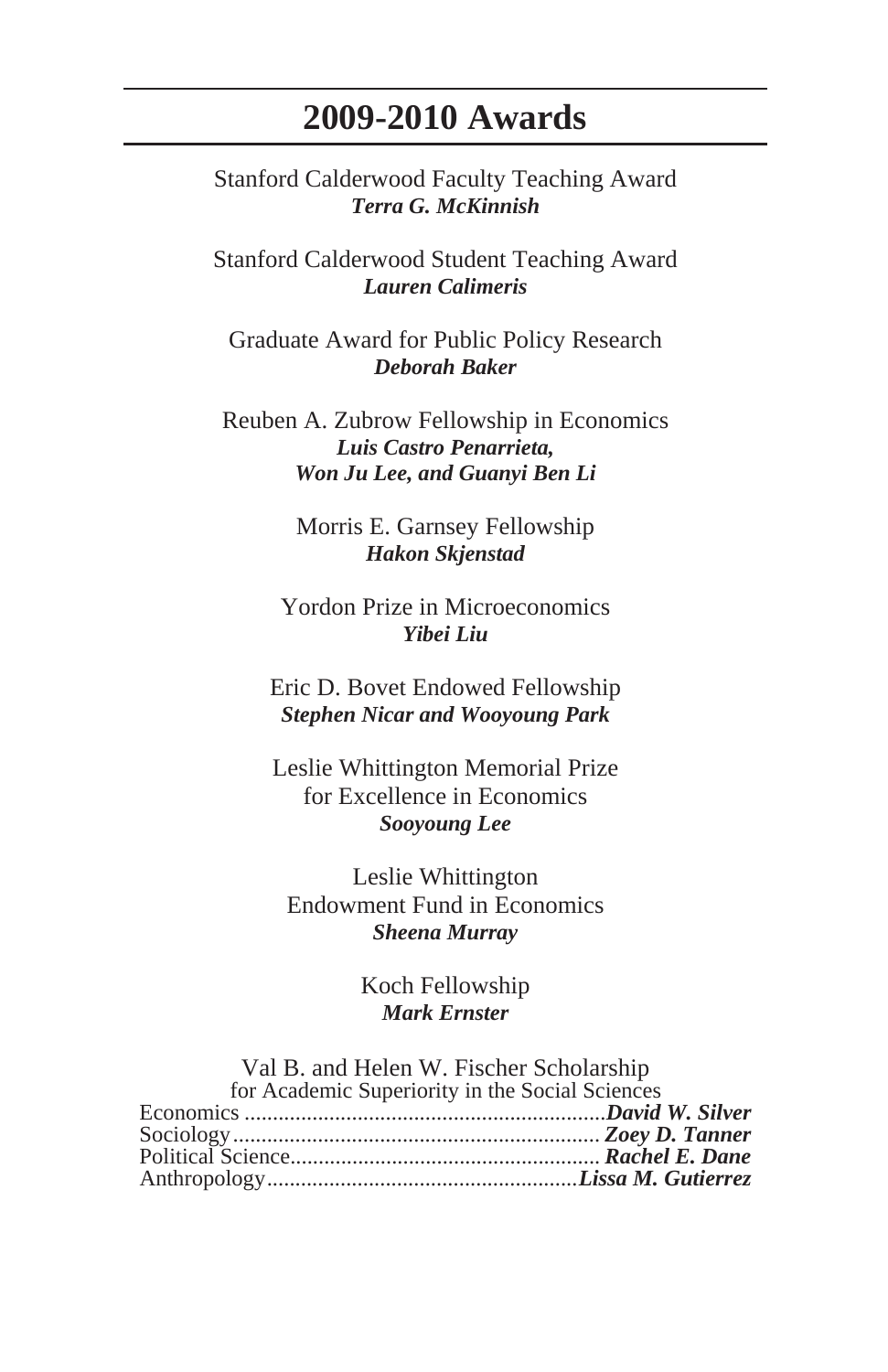## 2009-2010 Awards

Stanford Calderwood Faculty Teaching Award
***Terra G. McKinnish***

Stanford Calderwood Student Teaching Award
***Lauren Calimeris***

Graduate Award for Public Policy Research
***Deborah Baker***

Reuben A. Zubrow Fellowship in Economics
***Luis Castro Penarrieta,***
***Won Ju Lee, and Guanyi Ben Li***

Morris E. Garnsey Fellowship
***Hakon Skjenstad***

Yordon Prize in Microeconomics
***Yibei Liu***

Eric D. Bovet Endowed Fellowship
***Stephen Nicar and Wooyoung Park***

Leslie Whittington Memorial Prize
for Excellence in Economics
***Sooyoung Lee***

Leslie Whittington
Endowment Fund in Economics
***Sheena Murray***

Koch Fellowship
***Mark Ernster***

Val B. and Helen W. Fischer Scholarship
for Academic Superiority in the Social Sciences

Economics ............................................................... ***David W. Silver***
Sociology ................................................................ ***Zoey D. Tanner***
Political Science ...................................................... ***Rachel E. Dane***
Anthropology ...................................................... ***Lissa M. Gutierrez***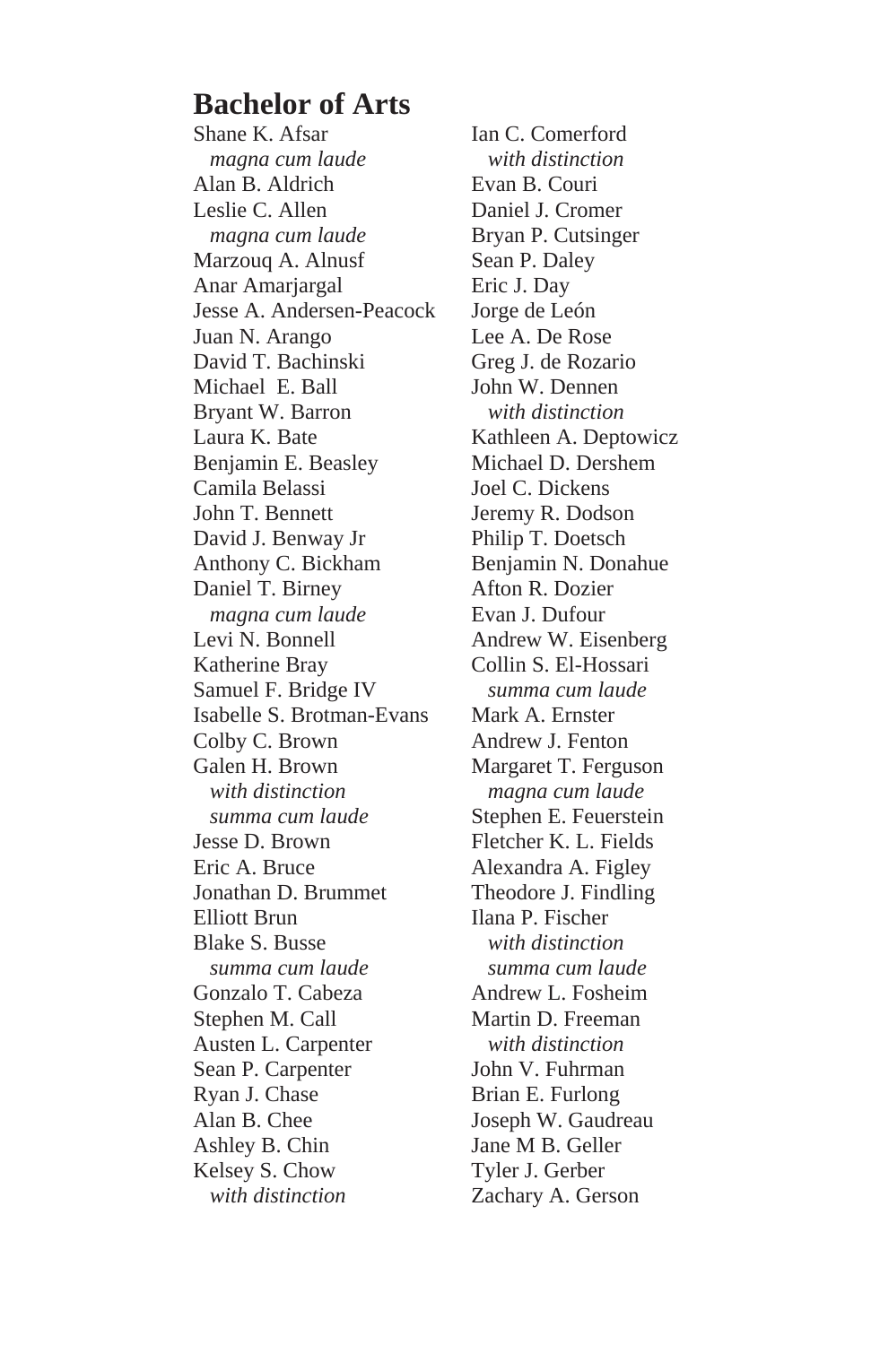## Bachelor of Arts

Shane K. Afsar
*magna cum laude*
Alan B. Aldrich
Leslie C. Allen
*magna cum laude*
Marzouq A. Alnusf
Anar Amarjargal
Jesse A. Andersen-Peacock
Juan N. Arango
David T. Bachinski
Michael E. Ball
Bryant W. Barron
Laura K. Bate
Benjamin E. Beasley
Camila Belassi
John T. Bennett
David J. Benway Jr
Anthony C. Bickham
Daniel T. Birney
*magna cum laude*
Levi N. Bonnell
Katherine Bray
Samuel F. Bridge IV
Isabelle S. Brotman-Evans
Colby C. Brown
Galen H. Brown
*with distinction*
*summa cum laude*
Jesse D. Brown
Eric A. Bruce
Jonathan D. Brummet
Elliott Brun
Blake S. Busse
*summa cum laude*
Gonzalo T. Cabeza
Stephen M. Call
Austen L. Carpenter
Sean P. Carpenter
Ryan J. Chase
Alan B. Chee
Ashley B. Chin
Kelsey S. Chow
*with distinction*
Ian C. Comerford
*with distinction*
Evan B. Couri
Daniel J. Cromer
Bryan P. Cutsinger
Sean P. Daley
Eric J. Day
Jorge de León
Lee A. De Rose
Greg J. de Rozario
John W. Dennen
*with distinction*
Kathleen A. Deptowicz
Michael D. Dershem
Joel C. Dickens
Jeremy R. Dodson
Philip T. Doetsch
Benjamin N. Donahue
Afton R. Dozier
Evan J. Dufour
Andrew W. Eisenberg
Collin S. El-Hossari
*summa cum laude*
Mark A. Ernster
Andrew J. Fenton
Margaret T. Ferguson
*magna cum laude*
Stephen E. Feuerstein
Fletcher K. L. Fields
Alexandra A. Figley
Theodore J. Findling
Ilana P. Fischer
*with distinction*
*summa cum laude*
Andrew L. Fosheim
Martin D. Freeman
*with distinction*
John V. Fuhrman
Brian E. Furlong
Joseph W. Gaudreau
Jane M B. Geller
Tyler J. Gerber
Zachary A. Gerson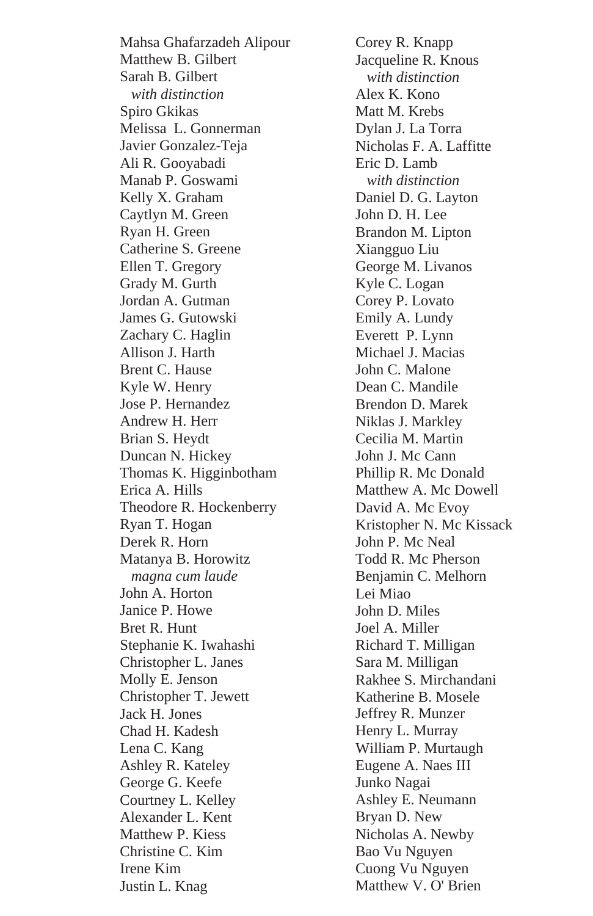Mahsa Ghafarzadeh Alipour
Matthew B. Gilbert
Sarah B. Gilbert
  *with distinction*
Spiro Gkikas
Melissa L. Gonnerman
Javier Gonzalez-Teja
Ali R. Gooyabadi
Manab P. Goswami
Kelly X. Graham
Caytlyn M. Green
Ryan H. Green
Catherine S. Greene
Ellen T. Gregory
Grady M. Gurth
Jordan A. Gutman
James G. Gutowski
Zachary C. Haglin
Allison J. Harth
Brent C. Hause
Kyle W. Henry
Jose P. Hernandez
Andrew H. Herr
Brian S. Heydt
Duncan N. Hickey
Thomas K. Higginbotham
Erica A. Hills
Theodore R. Hockenberry
Ryan T. Hogan
Derek R. Horn
Matanya B. Horowitz
  *magna cum laude*
John A. Horton
Janice P. Howe
Bret R. Hunt
Stephanie K. Iwahashi
Christopher L. Janes
Molly E. Jenson
Christopher T. Jewett
Jack H. Jones
Chad H. Kadesh
Lena C. Kang
Ashley R. Kateley
George G. Keefe
Courtney L. Kelley
Alexander L. Kent
Matthew P. Kiess
Christine C. Kim
Irene Kim
Justin L. Knag
Corey R. Knapp
Jacqueline R. Knous
  *with distinction*
Alex K. Kono
Matt M. Krebs
Dylan J. La Torra
Nicholas F. A. Laffitte
Eric D. Lamb
  *with distinction*
Daniel D. G. Layton
John D. H. Lee
Brandon M. Lipton
Xiangguo Liu
George M. Livanos
Kyle C. Logan
Corey P. Lovato
Emily A. Lundy
Everett P. Lynn
Michael J. Macias
John C. Malone
Dean C. Mandile
Brendon D. Marek
Niklas J. Markley
Cecilia M. Martin
John J. Mc Cann
Phillip R. Mc Donald
Matthew A. Mc Dowell
David A. Mc Evoy
Kristopher N. Mc Kissack
John P. Mc Neal
Todd R. Mc Pherson
Benjamin C. Melhorn
Lei Miao
John D. Miles
Joel A. Miller
Richard T. Milligan
Sara M. Milligan
Rakhee S. Mirchandani
Katherine B. Mosele
Jeffrey R. Munzer
Henry L. Murray
William P. Murtaugh
Eugene A. Naes III
Junko Nagai
Ashley E. Neumann
Bryan D. New
Nicholas A. Newby
Bao Vu Nguyen
Cuong Vu Nguyen
Matthew V. O' Brien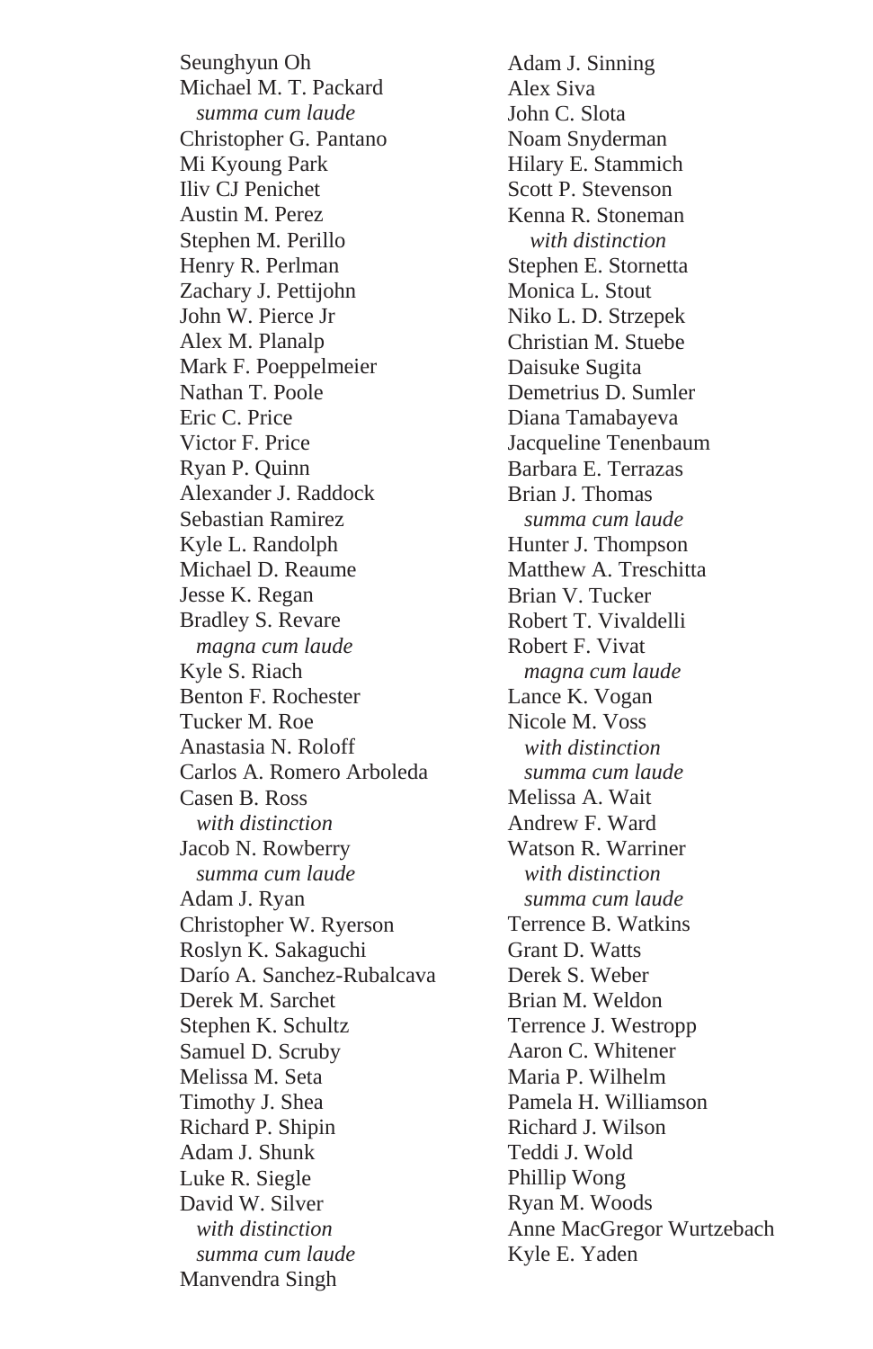Seunghyun Oh
Michael M. T. Packard
*summa cum laude*
Christopher G. Pantano
Mi Kyoung Park
Iliv CJ Penichet
Austin M. Perez
Stephen M. Perillo
Henry R. Perlman
Zachary J. Pettijohn
John W. Pierce Jr
Alex M. Planalp
Mark F. Poeppelmeier
Nathan T. Poole
Eric C. Price
Victor F. Price
Ryan P. Quinn
Alexander J. Raddock
Sebastian Ramirez
Kyle L. Randolph
Michael D. Reaume
Jesse K. Regan
Bradley S. Revare
*magna cum laude*
Kyle S. Riach
Benton F. Rochester
Tucker M. Roe
Anastasia N. Roloff
Carlos A. Romero Arboleda
Casen B. Ross
*with distinction*
Jacob N. Rowberry
*summa cum laude*
Adam J. Ryan
Christopher W. Ryerson
Roslyn K. Sakaguchi
Darío A. Sanchez-Rubalcava
Derek M. Sarchet
Stephen K. Schultz
Samuel D. Scruby
Melissa M. Seta
Timothy J. Shea
Richard P. Shipin
Adam J. Shunk
Luke R. Siegle
David W. Silver
*with distinction*
*summa cum laude*
Manvendra Singh
Adam J. Sinning
Alex Siva
John C. Slota
Noam Snyderman
Hilary E. Stammich
Scott P. Stevenson
Kenna R. Stoneman
*with distinction*
Stephen E. Stornetta
Monica L. Stout
Niko L. D. Strzepek
Christian M. Stuebe
Daisuke Sugita
Demetrius D. Sumler
Diana Tamabayeva
Jacqueline Tenenbaum
Barbara E. Terrazas
Brian J. Thomas
*summa cum laude*
Hunter J. Thompson
Matthew A. Treschitta
Brian V. Tucker
Robert T. Vivaldelli
Robert F. Vivat
*magna cum laude*
Lance K. Vogan
Nicole M. Voss
*with distinction*
*summa cum laude*
Melissa A. Wait
Andrew F. Ward
Watson R. Warriner
*with distinction*
*summa cum laude*
Terrence B. Watkins
Grant D. Watts
Derek S. Weber
Brian M. Weldon
Terrence J. Westropp
Aaron C. Whitener
Maria P. Wilhelm
Pamela H. Williamson
Richard J. Wilson
Teddi J. Wold
Phillip Wong
Ryan M. Woods
Anne MacGregor Wurtzebach
Kyle E. Yaden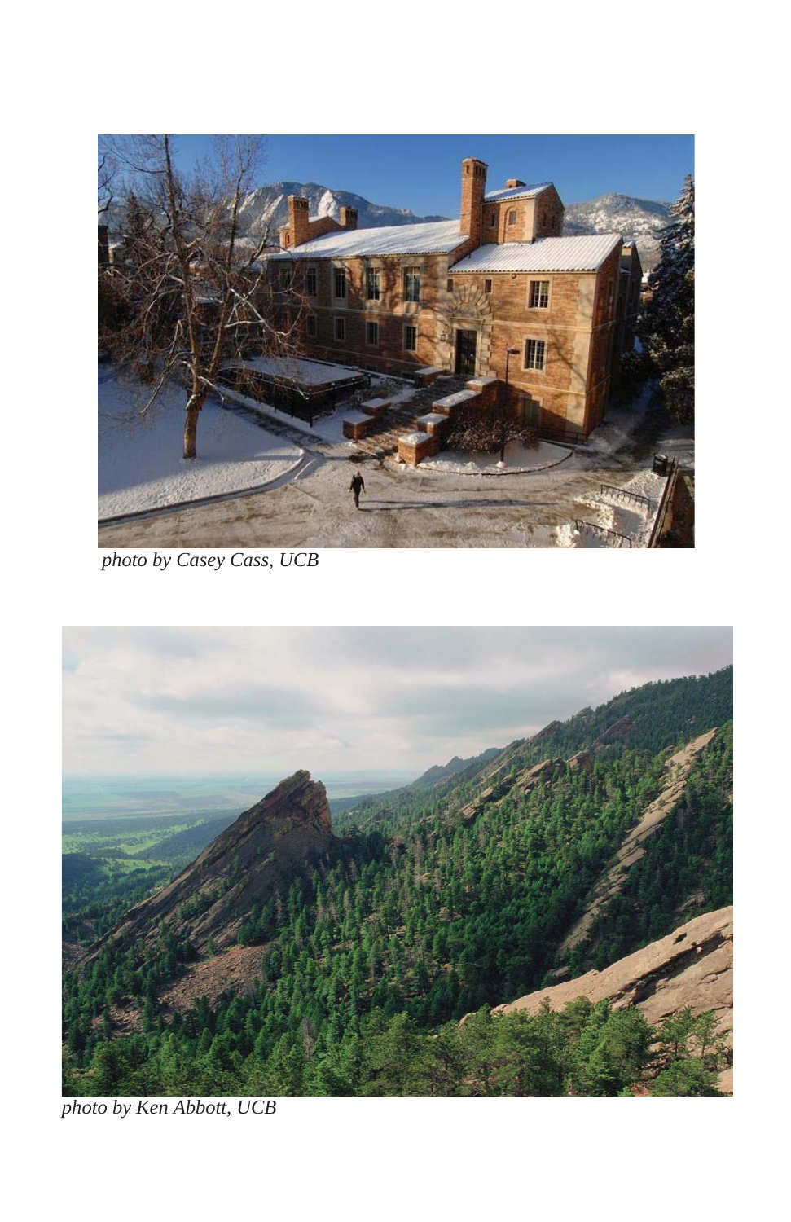*photo by Casey Cass, UCB*

*photo by Ken Abbott, UCB*